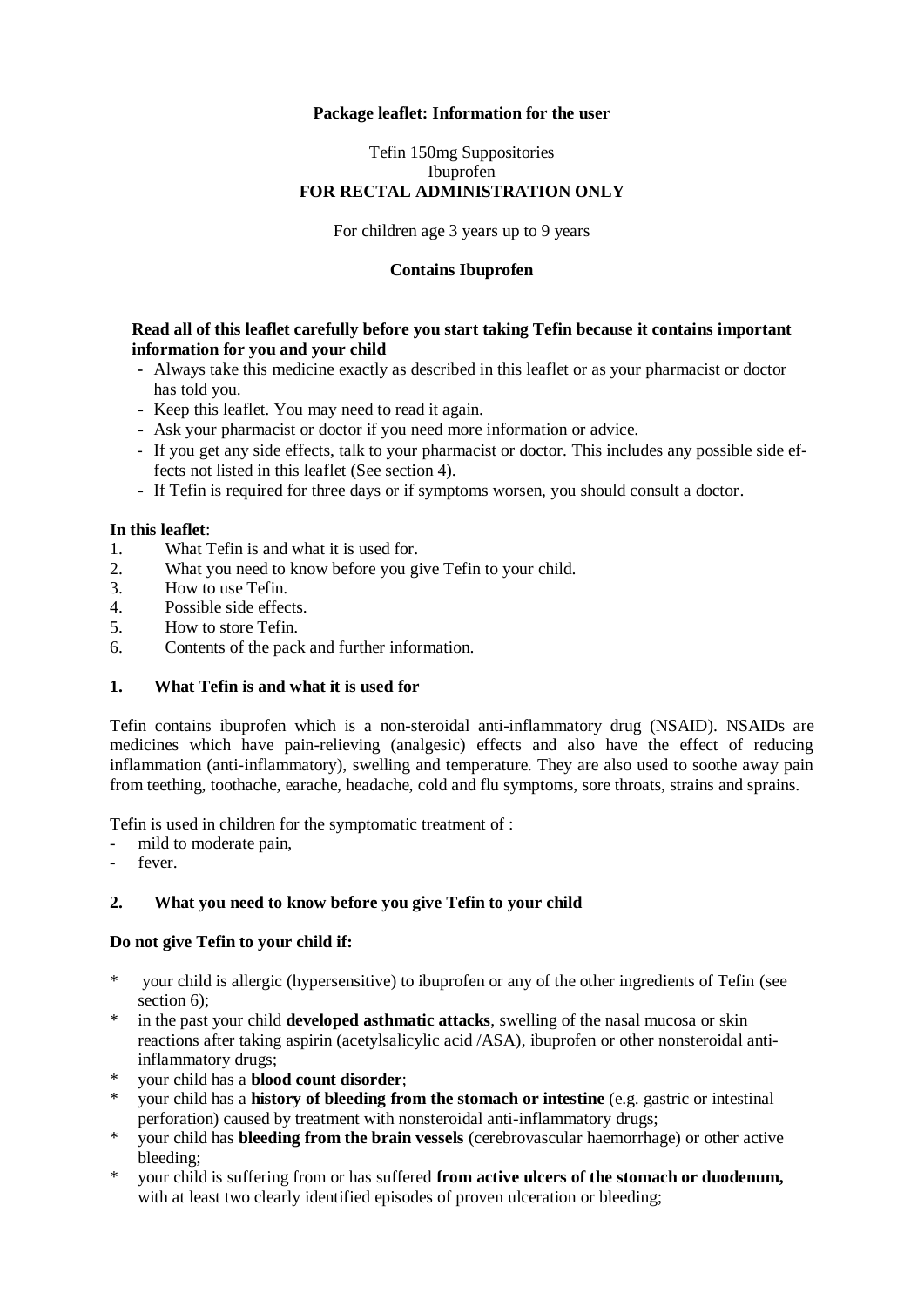**Package leaflet: Information for the user**

Tefin 150mg Suppositories
Ibuprofen
**FOR RECTAL ADMINISTRATION ONLY**

For children age 3 years up to 9 years

**Contains Ibuprofen**

**Read all of this leaflet carefully before you start taking Tefin because it contains important information for you and your child**

- Always take this medicine exactly as described in this leaflet or as your pharmacist or doctor has told you.
- Keep this leaflet. You may need to read it again.
- Ask your pharmacist or doctor if you need more information or advice.
- If you get any side effects, talk to your pharmacist or doctor. This includes any possible side effects not listed in this leaflet (See section 4).
- If Tefin is required for three days or if symptoms worsen, you should consult a doctor.

**In this leaflet**:

1. What Tefin is and what it is used for.
2. What you need to know before you give Tefin to your child.
3. How to use Tefin.
4. Possible side effects.
5. How to store Tefin.
6. Contents of the pack and further information.

## 1. What Tefin is and what it is used for

Tefin contains ibuprofen which is a non-steroidal anti-inflammatory drug (NSAID). NSAIDs are medicines which have pain-relieving (analgesic) effects and also have the effect of reducing inflammation (anti-inflammatory), swelling and temperature. They are also used to soothe away pain from teething, toothache, earache, headache, cold and flu symptoms, sore throats, strains and sprains.

Tefin is used in children for the symptomatic treatment of :

- mild to moderate pain,
- fever.

## 2. What you need to know before you give Tefin to your child

**Do not give Tefin to your child if:**

* your child is allergic (hypersensitive) to ibuprofen or any of the other ingredients of Tefin (see section 6);
* in the past your child **developed asthmatic attacks**, swelling of the nasal mucosa or skin reactions after taking aspirin (acetylsalicylic acid /ASA), ibuprofen or other nonsteroidal anti-inflammatory drugs;
* your child has a **blood count disorder**;
* your child has a **history of bleeding from the stomach or intestine** (e.g. gastric or intestinal perforation) caused by treatment with nonsteroidal anti-inflammatory drugs;
* your child has **bleeding from the brain vessels** (cerebrovascular haemorrhage) or other active bleeding;
* your child is suffering from or has suffered **from active ulcers of the stomach or duodenum,** with at least two clearly identified episodes of proven ulceration or bleeding;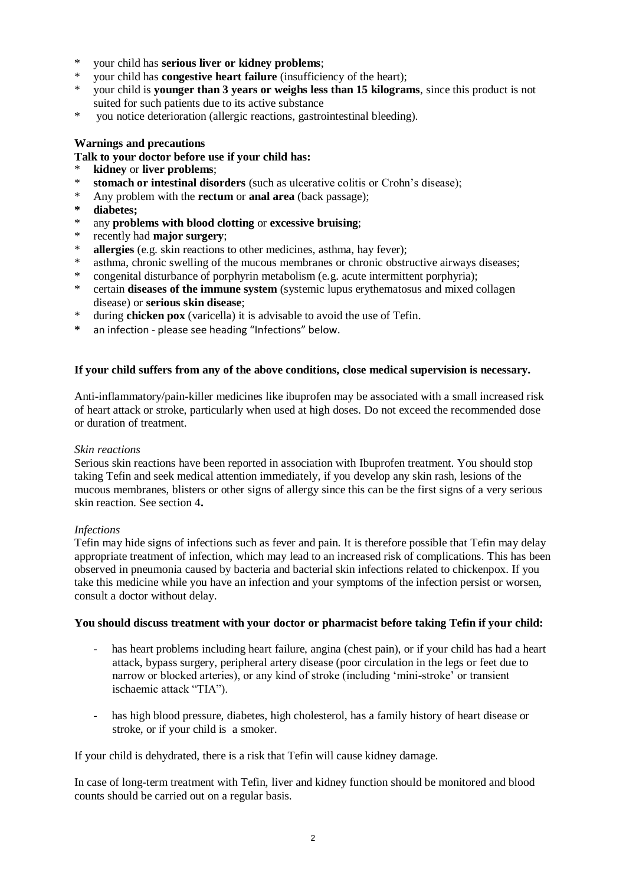- your child has **serious liver or kidney problems**;
- your child has **congestive heart failure** (insufficiency of the heart);
- your child is **younger than 3 years or weighs less than 15 kilograms**, since this product is not suited for such patients due to its active substance
- you notice deterioration (allergic reactions, gastrointestinal bleeding).

**Warnings and precautions**

**Talk to your doctor before use if your child has:**

- **kidney** or **liver problems**;
- **stomach or intestinal disorders** (such as ulcerative colitis or Crohn's disease);
- Any problem with the **rectum** or **anal area** (back passage);
- **diabetes;**
- any **problems with blood clotting** or **excessive bruising**;
- recently had **major surgery**;
- **allergies** (e.g. skin reactions to other medicines, asthma, hay fever);
- asthma, chronic swelling of the mucous membranes or chronic obstructive airways diseases;
- congenital disturbance of porphyrin metabolism (e.g. acute intermittent porphyria);
- certain **diseases of the immune system** (systemic lupus erythematosus and mixed collagen disease) or **serious skin disease**;
- during **chicken pox** (varicella) it is advisable to avoid the use of Tefin.
- an infection - please see heading "Infections" below.

**If your child suffers from any of the above conditions, close medical supervision is necessary.**

Anti-inflammatory/pain-killer medicines like ibuprofen may be associated with a small increased risk of heart attack or stroke, particularly when used at high doses. Do not exceed the recommended dose or duration of treatment.

*Skin reactions*

Serious skin reactions have been reported in association with Ibuprofen treatment. You should stop taking Tefin and seek medical attention immediately, if you develop any skin rash, lesions of the mucous membranes, blisters or other signs of allergy since this can be the first signs of a very serious skin reaction. See section 4**.**

*Infections*

Tefin may hide signs of infections such as fever and pain. It is therefore possible that Tefin may delay appropriate treatment of infection, which may lead to an increased risk of complications. This has been observed in pneumonia caused by bacteria and bacterial skin infections related to chickenpox. If you take this medicine while you have an infection and your symptoms of the infection persist or worsen, consult a doctor without delay.

**You should discuss treatment with your doctor or pharmacist before taking Tefin if your child:**

- has heart problems including heart failure, angina (chest pain), or if your child has had a heart attack, bypass surgery, peripheral artery disease (poor circulation in the legs or feet due to narrow or blocked arteries), or any kind of stroke (including 'mini-stroke' or transient ischaemic attack "TIA").
- has high blood pressure, diabetes, high cholesterol, has a family history of heart disease or stroke, or if your child is a smoker.

If your child is dehydrated, there is a risk that Tefin will cause kidney damage.

In case of long-term treatment with Tefin, liver and kidney function should be monitored and blood counts should be carried out on a regular basis.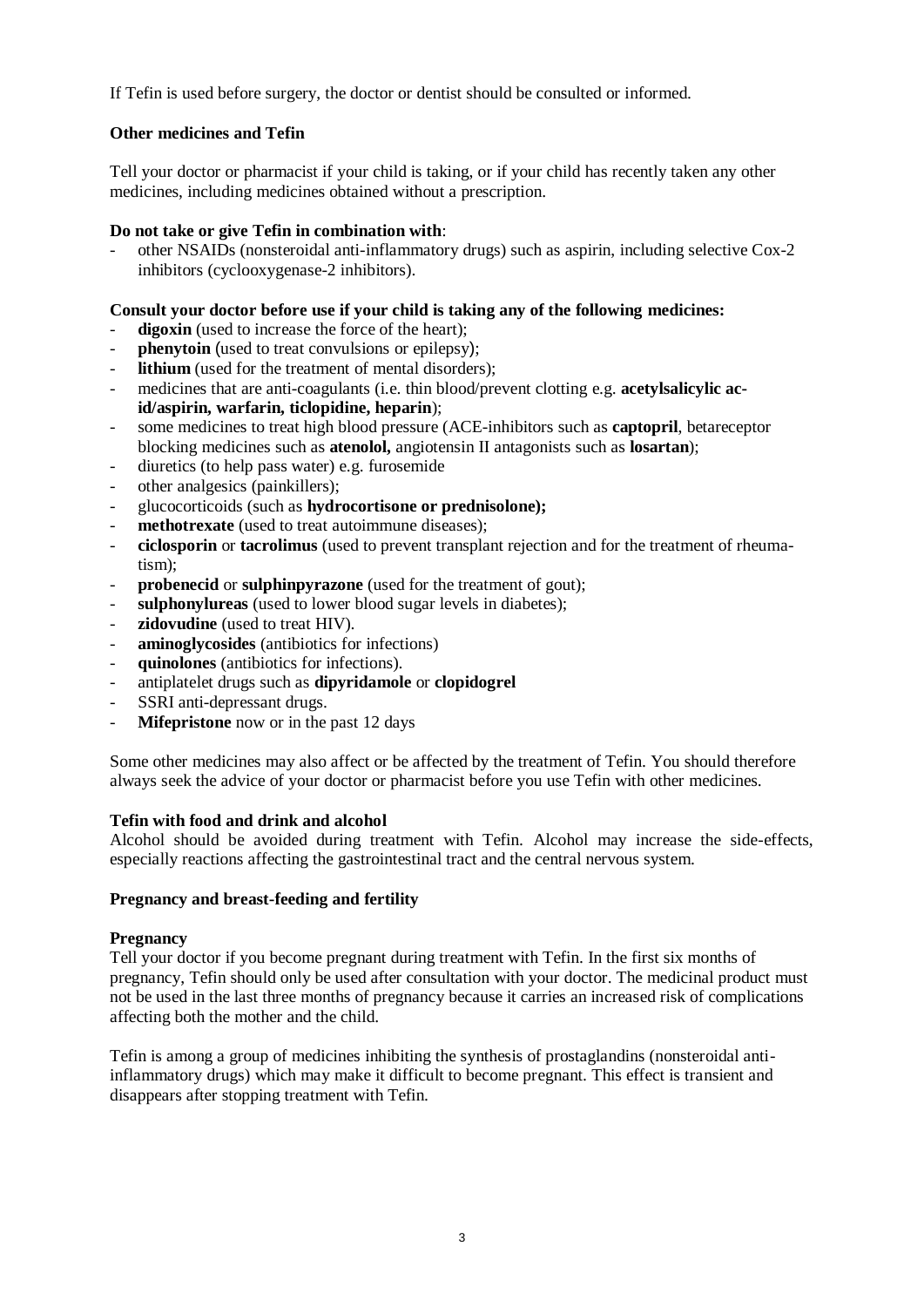If Tefin is used before surgery, the doctor or dentist should be consulted or informed.

**Other medicines and Tefin**

Tell your doctor or pharmacist if your child is taking, or if your child has recently taken any other medicines, including medicines obtained without a prescription.

**Do not take or give Tefin in combination with**:

- other NSAIDs (nonsteroidal anti-inflammatory drugs) such as aspirin, including selective Cox-2 inhibitors (cyclooxygenase-2 inhibitors).

**Consult your doctor before use if your child is taking any of the following medicines:**

- **digoxin** (used to increase the force of the heart);
- **phenytoin** (used to treat convulsions or epilepsy);
- **lithium** (used for the treatment of mental disorders);
- medicines that are anti-coagulants (i.e. thin blood/prevent clotting e.g. **acetylsalicylic acid/aspirin, warfarin, ticlopidine, heparin**);
- some medicines to treat high blood pressure (ACE-inhibitors such as **captopril**, betareceptor blocking medicines such as **atenolol,** angiotensin II antagonists such as **losartan**);
- diuretics (to help pass water) e.g. furosemide
- other analgesics (painkillers);
- glucocorticoids (such as **hydrocortisone or prednisolone);**
- **methotrexate** (used to treat autoimmune diseases);
- **ciclosporin** or **tacrolimus** (used to prevent transplant rejection and for the treatment of rheumatism);
- **probenecid** or **sulphinpyrazone** (used for the treatment of gout);
- **sulphonylureas** (used to lower blood sugar levels in diabetes);
- **zidovudine** (used to treat HIV).
- **aminoglycosides** (antibiotics for infections)
- **quinolones** (antibiotics for infections).
- antiplatelet drugs such as **dipyridamole** or **clopidogrel**
- SSRI anti-depressant drugs.
- **Mifepristone** now or in the past 12 days

Some other medicines may also affect or be affected by the treatment of Tefin. You should therefore always seek the advice of your doctor or pharmacist before you use Tefin with other medicines.

**Tefin with food and drink and alcohol**

Alcohol should be avoided during treatment with Tefin. Alcohol may increase the side-effects, especially reactions affecting the gastrointestinal tract and the central nervous system.

**Pregnancy and breast-feeding and fertility**

**Pregnancy**

Tell your doctor if you become pregnant during treatment with Tefin. In the first six months of pregnancy, Tefin should only be used after consultation with your doctor. The medicinal product must not be used in the last three months of pregnancy because it carries an increased risk of complications affecting both the mother and the child.

Tefin is among a group of medicines inhibiting the synthesis of prostaglandins (nonsteroidal anti-inflammatory drugs) which may make it difficult to become pregnant. This effect is transient and disappears after stopping treatment with Tefin.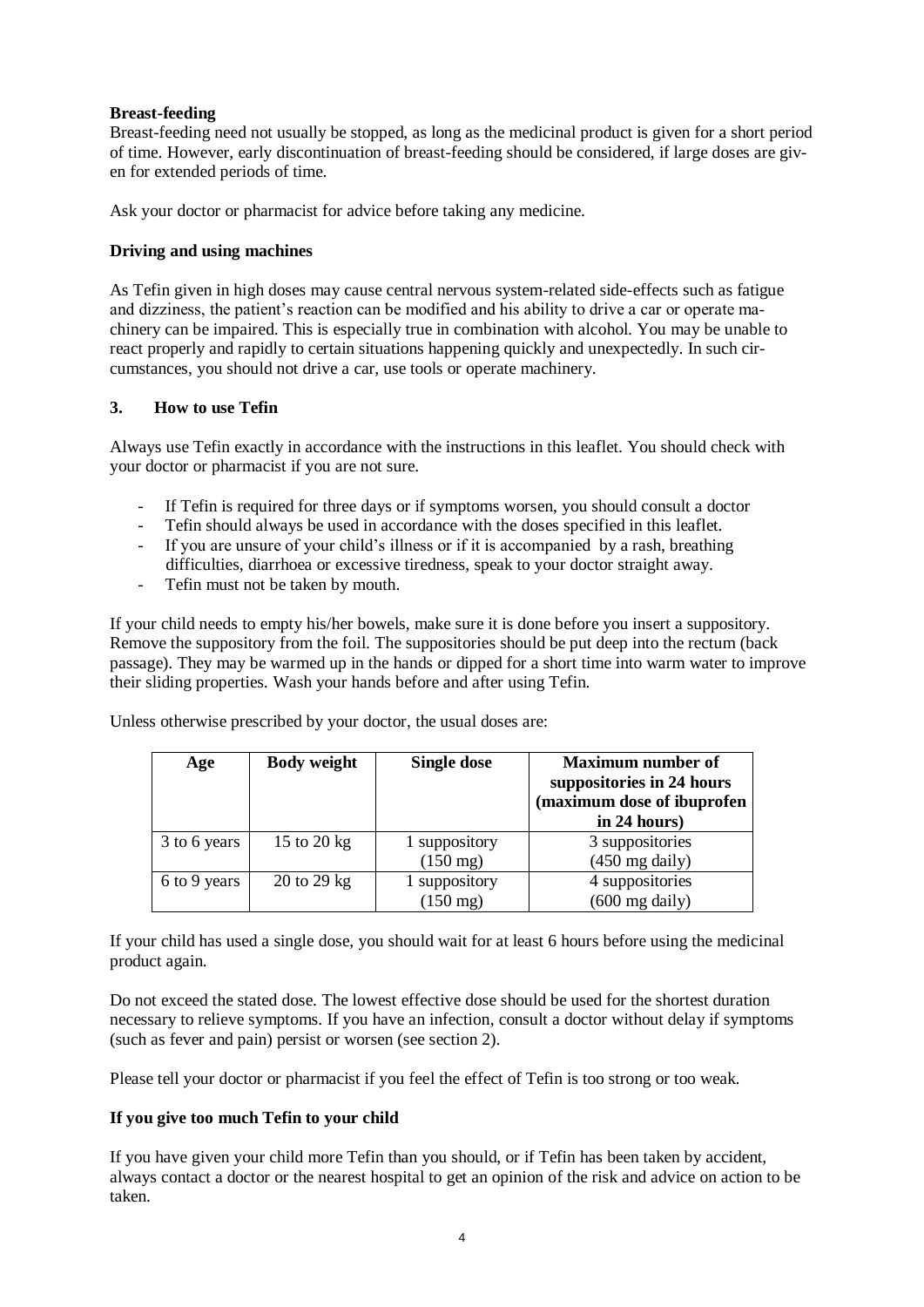**Breast-feeding**

Breast-feeding need not usually be stopped, as long as the medicinal product is given for a short period of time. However, early discontinuation of breast-feeding should be considered, if large doses are given for extended periods of time.

Ask your doctor or pharmacist for advice before taking any medicine.

**Driving and using machines**

As Tefin given in high doses may cause central nervous system-related side-effects such as fatigue and dizziness, the patient's reaction can be modified and his ability to drive a car or operate machinery can be impaired. This is especially true in combination with alcohol. You may be unable to react properly and rapidly to certain situations happening quickly and unexpectedly. In such circumstances, you should not drive a car, use tools or operate machinery.

## 3. How to use Tefin

Always use Tefin exactly in accordance with the instructions in this leaflet. You should check with your doctor or pharmacist if you are not sure.

- If Tefin is required for three days or if symptoms worsen, you should consult a doctor
- Tefin should always be used in accordance with the doses specified in this leaflet.
- If you are unsure of your child's illness or if it is accompanied by a rash, breathing difficulties, diarrhoea or excessive tiredness, speak to your doctor straight away.
- Tefin must not be taken by mouth.

If your child needs to empty his/her bowels, make sure it is done before you insert a suppository. Remove the suppository from the foil. The suppositories should be put deep into the rectum (back passage). They may be warmed up in the hands or dipped for a short time into warm water to improve their sliding properties. Wash your hands before and after using Tefin.

Unless otherwise prescribed by your doctor, the usual doses are:

| Age | Body weight | Single dose | Maximum number of suppositories in 24 hours (maximum dose of ibuprofen in 24 hours) |
|---|---|---|---|
| 3 to 6 years | 15 to 20 kg | 1 suppository (150 mg) | 3 suppositories (450 mg daily) |
| 6 to 9 years | 20 to 29 kg | 1 suppository (150 mg) | 4 suppositories (600 mg daily) |

If your child has used a single dose, you should wait for at least 6 hours before using the medicinal product again.

Do not exceed the stated dose. The lowest effective dose should be used for the shortest duration necessary to relieve symptoms. If you have an infection, consult a doctor without delay if symptoms (such as fever and pain) persist or worsen (see section 2).

Please tell your doctor or pharmacist if you feel the effect of Tefin is too strong or too weak.

**If you give too much Tefin to your child**

If you have given your child more Tefin than you should, or if Tefin has been taken by accident, always contact a doctor or the nearest hospital to get an opinion of the risk and advice on action to be taken.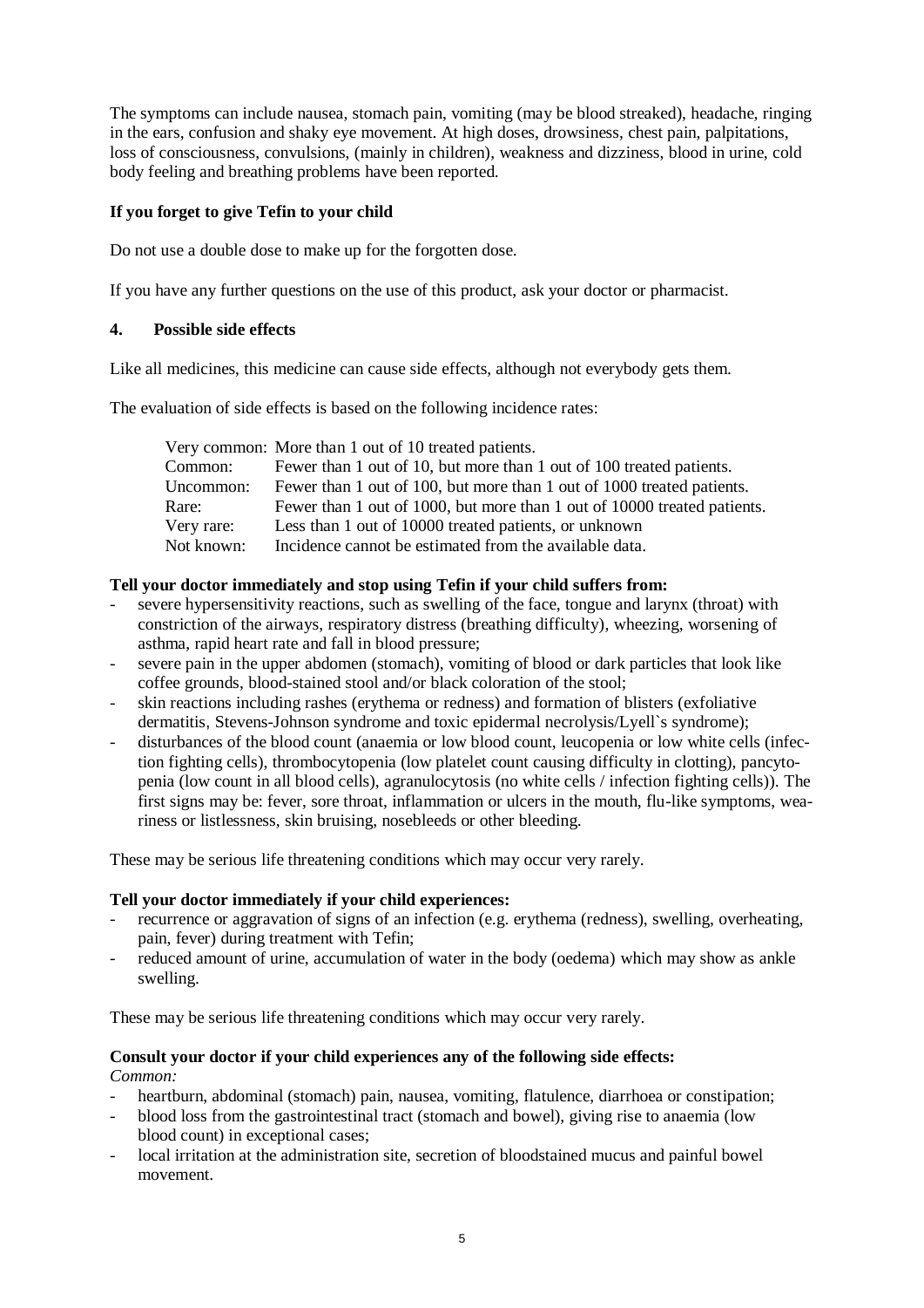The symptoms can include nausea, stomach pain, vomiting (may be blood streaked), headache, ringing in the ears, confusion and shaky eye movement. At high doses, drowsiness, chest pain, palpitations, loss of consciousness, convulsions, (mainly in children), weakness and dizziness, blood in urine, cold body feeling and breathing problems have been reported.

**If you forget to give Tefin to your child**

Do not use a double dose to make up for the forgotten dose.

If you have any further questions on the use of this product, ask your doctor or pharmacist.

## 4. Possible side effects

Like all medicines, this medicine can cause side effects, although not everybody gets them.

The evaluation of side effects is based on the following incidence rates:

| | |
|---|---|
| Very common: | More than 1 out of 10 treated patients. |
| Common: | Fewer than 1 out of 10, but more than 1 out of 100 treated patients. |
| Uncommon: | Fewer than 1 out of 100, but more than 1 out of 1000 treated patients. |
| Rare: | Fewer than 1 out of 1000, but more than 1 out of 10000 treated patients. |
| Very rare: | Less than 1 out of 10000 treated patients, or unknown |
| Not known: | Incidence cannot be estimated from the available data. |

**Tell your doctor immediately and stop using Tefin if your child suffers from:**

- severe hypersensitivity reactions, such as swelling of the face, tongue and larynx (throat) with constriction of the airways, respiratory distress (breathing difficulty), wheezing, worsening of asthma, rapid heart rate and fall in blood pressure;
- severe pain in the upper abdomen (stomach), vomiting of blood or dark particles that look like coffee grounds, blood-stained stool and/or black coloration of the stool;
- skin reactions including rashes (erythema or redness) and formation of blisters (exfoliative dermatitis, Stevens-Johnson syndrome and toxic epidermal necrolysis/Lyell`s syndrome);
- disturbances of the blood count (anaemia or low blood count, leucopenia or low white cells (infection fighting cells), thrombocytopenia (low platelet count causing difficulty in clotting), pancytopenia (low count in all blood cells), agranulocytosis (no white cells / infection fighting cells)). The first signs may be: fever, sore throat, inflammation or ulcers in the mouth, flu-like symptoms, weariness or listlessness, skin bruising, nosebleeds or other bleeding.

These may be serious life threatening conditions which may occur very rarely.

**Tell your doctor immediately if your child experiences:**

- recurrence or aggravation of signs of an infection (e.g. erythema (redness), swelling, overheating, pain, fever) during treatment with Tefin;
- reduced amount of urine, accumulation of water in the body (oedema) which may show as ankle swelling.

These may be serious life threatening conditions which may occur very rarely.

**Consult your doctor if your child experiences any of the following side effects:**

*Common:*

- heartburn, abdominal (stomach) pain, nausea, vomiting, flatulence, diarrhoea or constipation;
- blood loss from the gastrointestinal tract (stomach and bowel), giving rise to anaemia (low blood count) in exceptional cases;
- local irritation at the administration site, secretion of bloodstained mucus and painful bowel movement.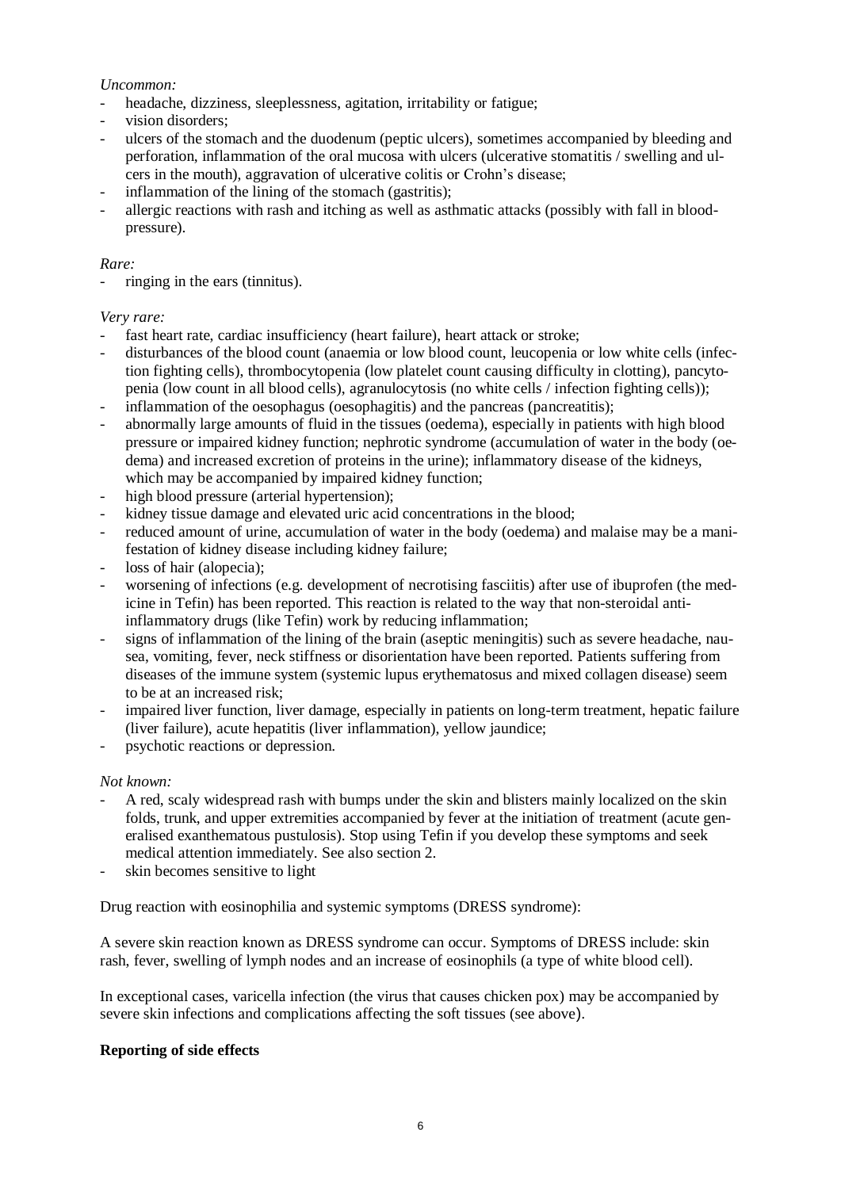*Uncommon:*

- headache, dizziness, sleeplessness, agitation, irritability or fatigue;
- vision disorders;
- ulcers of the stomach and the duodenum (peptic ulcers), sometimes accompanied by bleeding and perforation, inflammation of the oral mucosa with ulcers (ulcerative stomatitis / swelling and ulcers in the mouth), aggravation of ulcerative colitis or Crohn's disease;
- inflammation of the lining of the stomach (gastritis);
- allergic reactions with rash and itching as well as asthmatic attacks (possibly with fall in blood-pressure).

*Rare:*

- ringing in the ears (tinnitus).

*Very rare:*

- fast heart rate, cardiac insufficiency (heart failure), heart attack or stroke;
- disturbances of the blood count (anaemia or low blood count, leucopenia or low white cells (infection fighting cells), thrombocytopenia (low platelet count causing difficulty in clotting), pancytopenia (low count in all blood cells), agranulocytosis (no white cells / infection fighting cells));
- inflammation of the oesophagus (oesophagitis) and the pancreas (pancreatitis);
- abnormally large amounts of fluid in the tissues (oedema), especially in patients with high blood pressure or impaired kidney function; nephrotic syndrome (accumulation of water in the body (oedema) and increased excretion of proteins in the urine); inflammatory disease of the kidneys, which may be accompanied by impaired kidney function;
- high blood pressure (arterial hypertension);
- kidney tissue damage and elevated uric acid concentrations in the blood;
- reduced amount of urine, accumulation of water in the body (oedema) and malaise may be a manifestation of kidney disease including kidney failure;
- loss of hair (alopecia);
- worsening of infections (e.g. development of necrotising fasciitis) after use of ibuprofen (the medicine in Tefin) has been reported. This reaction is related to the way that non-steroidal anti-inflammatory drugs (like Tefin) work by reducing inflammation;
- signs of inflammation of the lining of the brain (aseptic meningitis) such as severe headache, nausea, vomiting, fever, neck stiffness or disorientation have been reported. Patients suffering from diseases of the immune system (systemic lupus erythematosus and mixed collagen disease) seem to be at an increased risk;
- impaired liver function, liver damage, especially in patients on long-term treatment, hepatic failure (liver failure), acute hepatitis (liver inflammation), yellow jaundice;
- psychotic reactions or depression.

*Not known:*

- A red, scaly widespread rash with bumps under the skin and blisters mainly localized on the skin folds, trunk, and upper extremities accompanied by fever at the initiation of treatment (acute generalised exanthematous pustulosis). Stop using Tefin if you develop these symptoms and seek medical attention immediately. See also section 2.
- skin becomes sensitive to light

Drug reaction with eosinophilia and systemic symptoms (DRESS syndrome):

A severe skin reaction known as DRESS syndrome can occur. Symptoms of DRESS include: skin rash, fever, swelling of lymph nodes and an increase of eosinophils (a type of white blood cell).

In exceptional cases, varicella infection (the virus that causes chicken pox) may be accompanied by severe skin infections and complications affecting the soft tissues (see above).

**Reporting of side effects**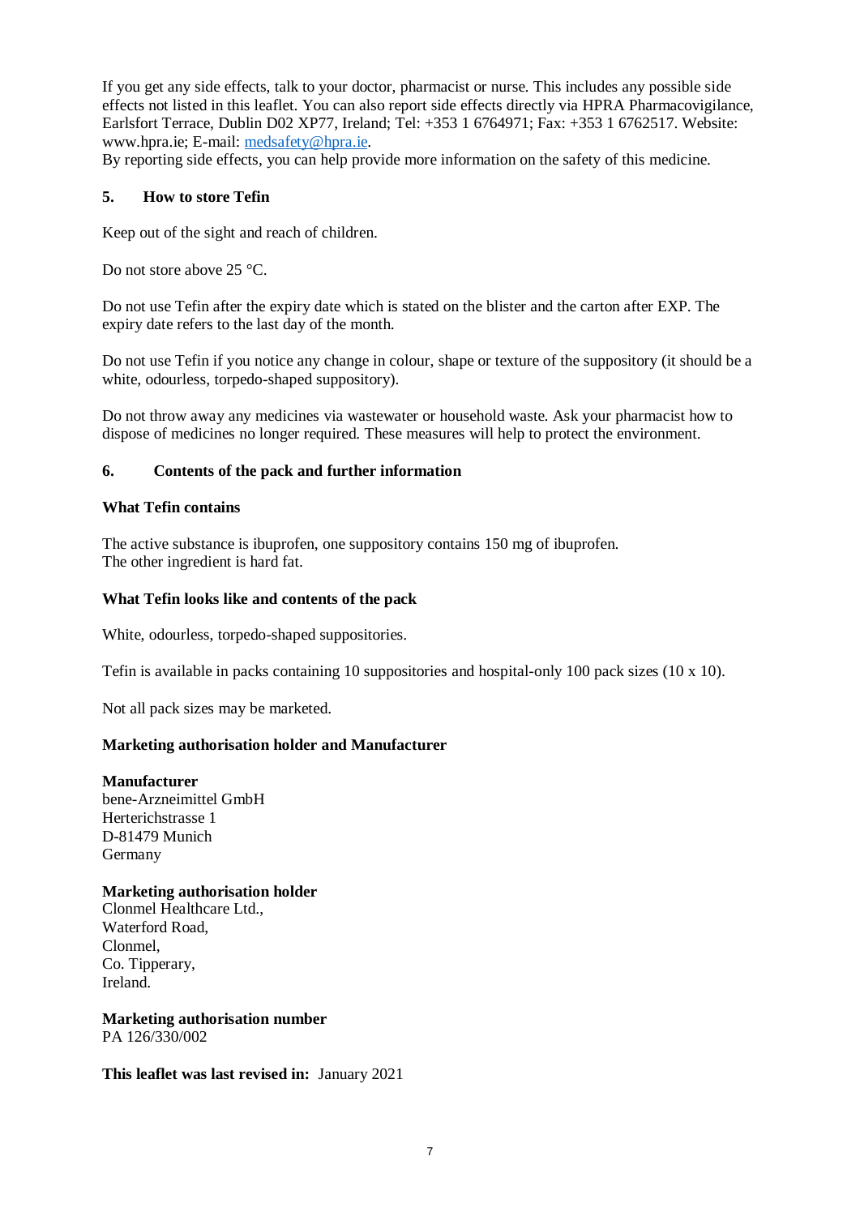If you get any side effects, talk to your doctor, pharmacist or nurse. This includes any possible side effects not listed in this leaflet. You can also report side effects directly via HPRA Pharmacovigilance, Earlsfort Terrace, Dublin D02 XP77, Ireland; Tel: +353 1 6764971; Fax: +353 1 6762517. Website: www.hpra.ie; E-mail: medsafety@hpra.ie.
By reporting side effects, you can help provide more information on the safety of this medicine.

## 5. How to store Tefin

Keep out of the sight and reach of children.

Do not store above 25 °C.

Do not use Tefin after the expiry date which is stated on the blister and the carton after EXP. The expiry date refers to the last day of the month.

Do not use Tefin if you notice any change in colour, shape or texture of the suppository (it should be a white, odourless, torpedo-shaped suppository).

Do not throw away any medicines via wastewater or household waste. Ask your pharmacist how to dispose of medicines no longer required. These measures will help to protect the environment.

## 6. Contents of the pack and further information

**What Tefin contains**

The active substance is ibuprofen, one suppository contains 150 mg of ibuprofen.
The other ingredient is hard fat.

**What Tefin looks like and contents of the pack**

White, odourless, torpedo-shaped suppositories.

Tefin is available in packs containing 10 suppositories and hospital-only 100 pack sizes (10 x 10).

Not all pack sizes may be marketed.

**Marketing authorisation holder and Manufacturer**

**Manufacturer**
bene-Arzneimittel GmbH
Herterichstrasse 1
D-81479 Munich
Germany

**Marketing authorisation holder**
Clonmel Healthcare Ltd.,
Waterford Road,
Clonmel,
Co. Tipperary,
Ireland.

**Marketing authorisation number**
PA 126/330/002

**This leaflet was last revised in:** January 2021